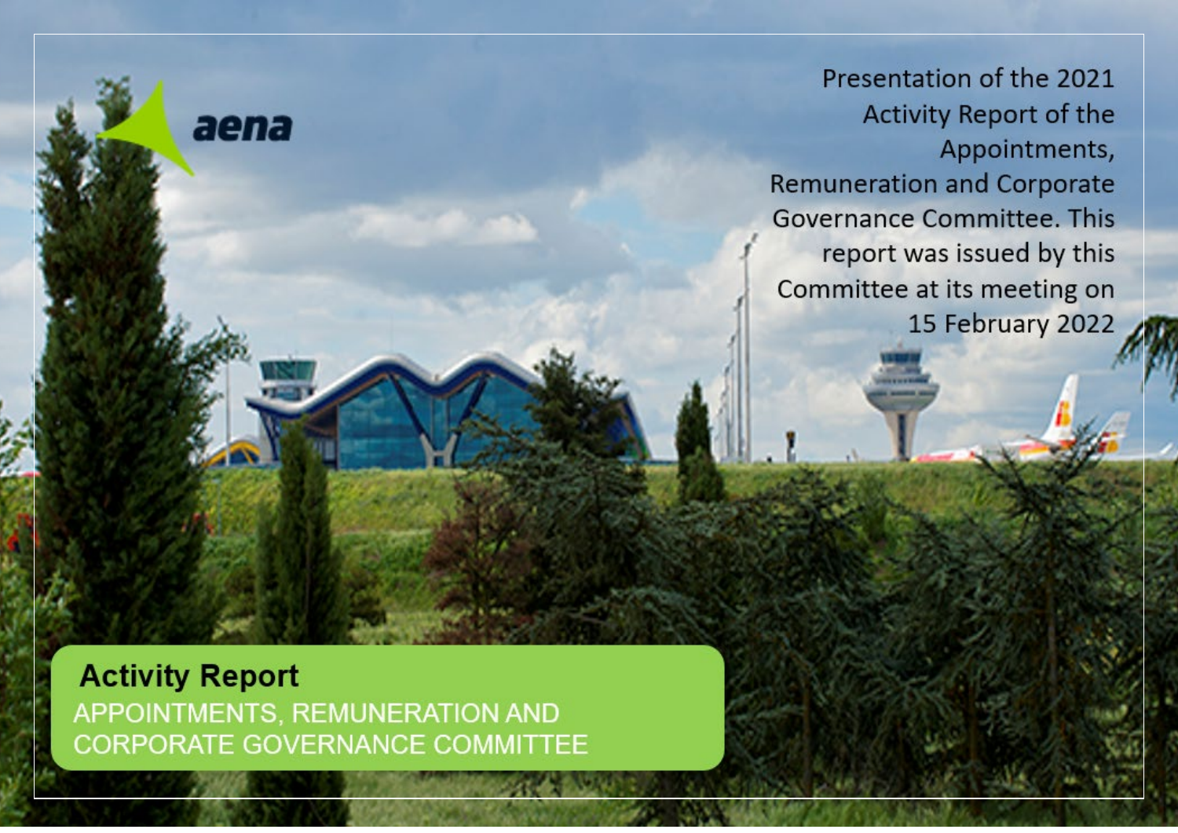aena

Presentation of the 2021 Activity Report of the Appointments, Remuneration and Corporate Governance Committee. This report was issued by this Committee at its meeting on 15 February 2022

# Activity Report

## APPOINTMENTS, REMUNERATION AND CORPORATE GOVERNANCE COMMITTEE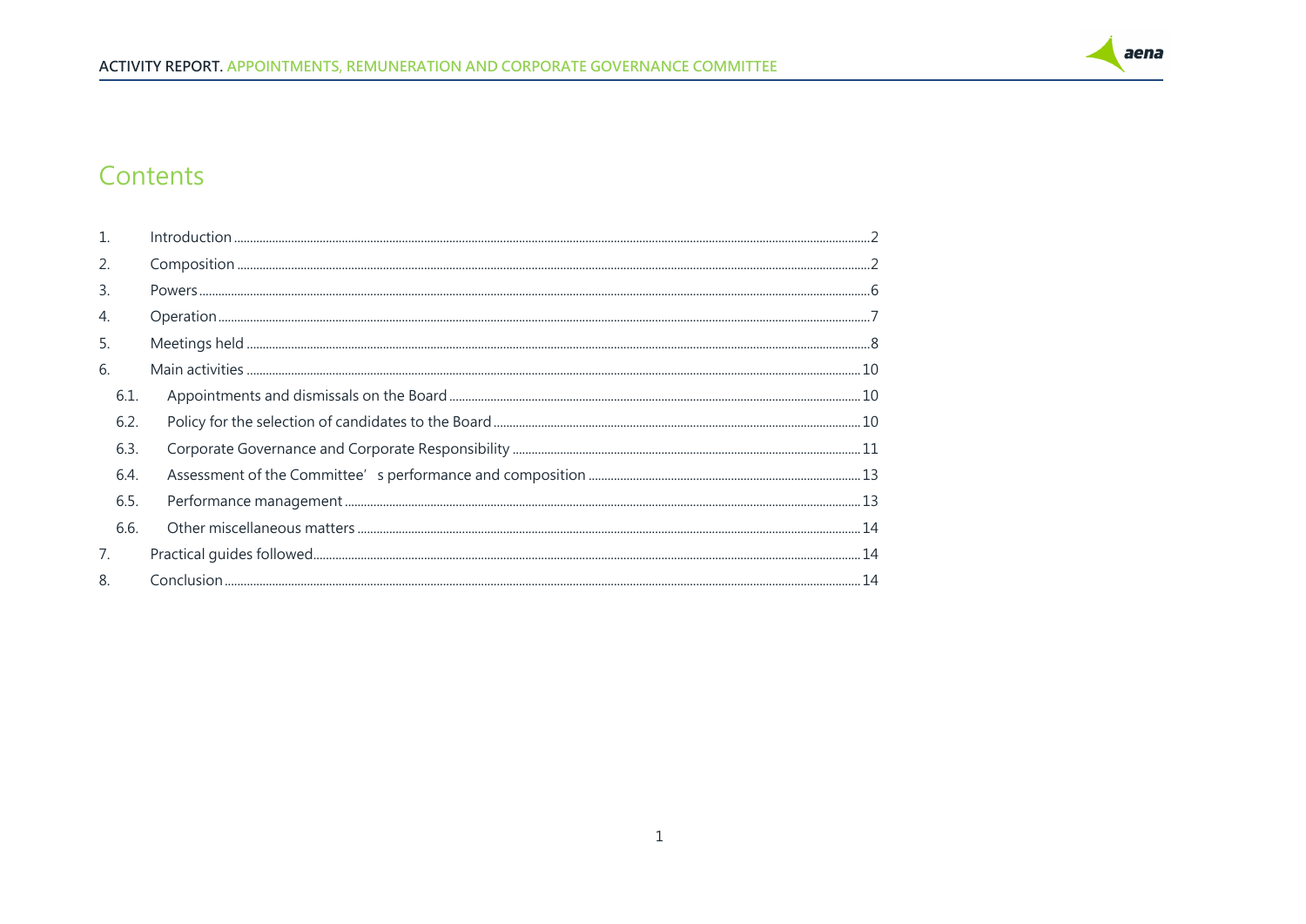# Contents

1. Introduction ..... 2
2. Composition ..... 2
3. Powers ..... 6
4. Operation ..... 7
5. Meetings held ..... 8
6. Main activities ..... 10
   - 6.1. Appointments and dismissals on the Board ..... 10
   - 6.2. Policy for the selection of candidates to the Board ..... 10
   - 6.3. Corporate Governance and Corporate Responsibility ..... 11
   - 6.4. Assessment of the Committee' s performance and composition ..... 13
   - 6.5. Performance management ..... 13
   - 6.6. Other miscellaneous matters ..... 14
7. Practical guides followed ..... 14
8. Conclusion ..... 14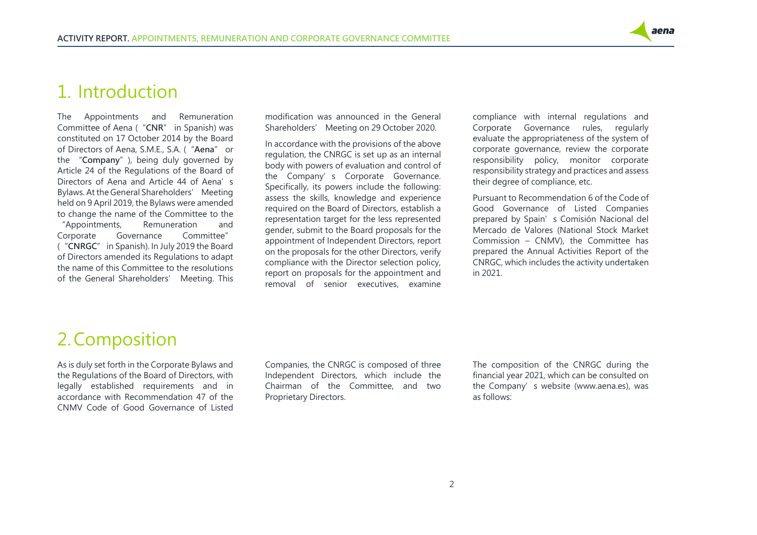# 1. Introduction

The Appointments and Remuneration Committee of Aena ("**CNR**" in Spanish) was constituted on 17 October 2014 by the Board of Directors of Aena, S.M.E., S.A. ("**Aena**" or the "**Company**"), being duly governed by Article 24 of the Regulations of the Board of Directors of Aena and Article 44 of Aena's Bylaws. At the General Shareholders' Meeting held on 9 April 2019, the Bylaws were amended to change the name of the Committee to the "Appointments, Remuneration and Corporate Governance Committee" ("**CNRGC**" in Spanish). In July 2019 the Board of Directors amended its Regulations to adapt the name of this Committee to the resolutions of the General Shareholders' Meeting. This modification was announced in the General Shareholders' Meeting on 29 October 2020.

In accordance with the provisions of the above regulation, the CNRGC is set up as an internal body with powers of evaluation and control of the Company's Corporate Governance. Specifically, its powers include the following: assess the skills, knowledge and experience required on the Board of Directors, establish a representation target for the less represented gender, submit to the Board proposals for the appointment of Independent Directors, report on the proposals for the other Directors, verify compliance with the Director selection policy, report on proposals for the appointment and removal of senior executives, examine compliance with internal regulations and Corporate Governance rules, regularly evaluate the appropriateness of the system of corporate governance, review the corporate responsibility policy, monitor corporate responsibility strategy and practices and assess their degree of compliance, etc.

Pursuant to Recommendation 6 of the Code of Good Governance of Listed Companies prepared by Spain's Comisión Nacional del Mercado de Valores (National Stock Market Commission – CNMV), the Committee has prepared the Annual Activities Report of the CNRGC, which includes the activity undertaken in 2021.

# 2. Composition

As is duly set forth in the Corporate Bylaws and the Regulations of the Board of Directors, with legally established requirements and in accordance with Recommendation 47 of the CNMV Code of Good Governance of Listed Companies, the CNRGC is composed of three Independent Directors, which include the Chairman of the Committee, and two Proprietary Directors.

The composition of the CNRGC during the financial year 2021, which can be consulted on the Company's website (www.aena.es), was as follows: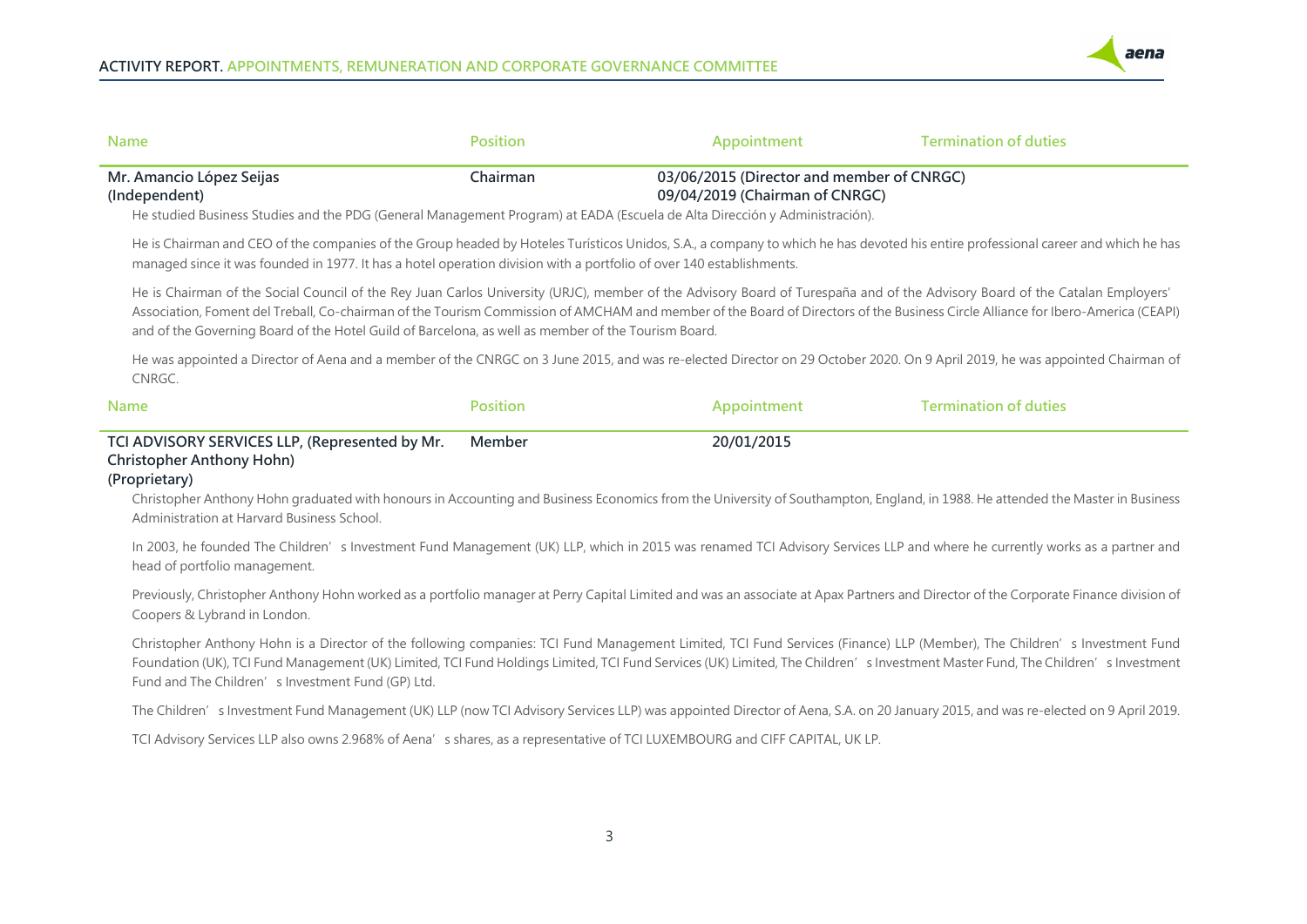| Name | Position | Appointment | Termination of duties |
|---|---|---|---|
| **Mr. Amancio López Seijas (Independent)** | **Chairman** | **03/06/2015 (Director and member of CNRGC)** **09/04/2019 (Chairman of CNRGC)** | |

He studied Business Studies and the PDG (General Management Program) at EADA (Escuela de Alta Dirección y Administración).

He is Chairman and CEO of the companies of the Group headed by Hoteles Turísticos Unidos, S.A., a company to which he has devoted his entire professional career and which he has managed since it was founded in 1977. It has a hotel operation division with a portfolio of over 140 establishments.

He is Chairman of the Social Council of the Rey Juan Carlos University (URJC), member of the Advisory Board of Turespaña and of the Advisory Board of the Catalan Employers' Association, Foment del Treball, Co-chairman of the Tourism Commission of AMCHAM and member of the Board of Directors of the Business Circle Alliance for Ibero-America (CEAPI) and of the Governing Board of the Hotel Guild of Barcelona, as well as member of the Tourism Board.

He was appointed a Director of Aena and a member of the CNRGC on 3 June 2015, and was re-elected Director on 29 October 2020. On 9 April 2019, he was appointed Chairman of CNRGC.

| Name | Position | Appointment | Termination of duties |
|---|---|---|---|
| **TCI ADVISORY SERVICES LLP, (Represented by Mr. Christopher Anthony Hohn) (Proprietary)** | **Member** | **20/01/2015** | |

Christopher Anthony Hohn graduated with honours in Accounting and Business Economics from the University of Southampton, England, in 1988. He attended the Master in Business Administration at Harvard Business School.

In 2003, he founded The Children's Investment Fund Management (UK) LLP, which in 2015 was renamed TCI Advisory Services LLP and where he currently works as a partner and head of portfolio management.

Previously, Christopher Anthony Hohn worked as a portfolio manager at Perry Capital Limited and was an associate at Apax Partners and Director of the Corporate Finance division of Coopers & Lybrand in London.

Christopher Anthony Hohn is a Director of the following companies: TCI Fund Management Limited, TCI Fund Services (Finance) LLP (Member), The Children's Investment Fund Foundation (UK), TCI Fund Management (UK) Limited, TCI Fund Holdings Limited, TCI Fund Services (UK) Limited, The Children's Investment Master Fund, The Children's Investment Fund and The Children's Investment Fund (GP) Ltd.

The Children's Investment Fund Management (UK) LLP (now TCI Advisory Services LLP) was appointed Director of Aena, S.A. on 20 January 2015, and was re-elected on 9 April 2019.

TCI Advisory Services LLP also owns 2.968% of Aena's shares, as a representative of TCI LUXEMBOURG and CIFF CAPITAL, UK LP.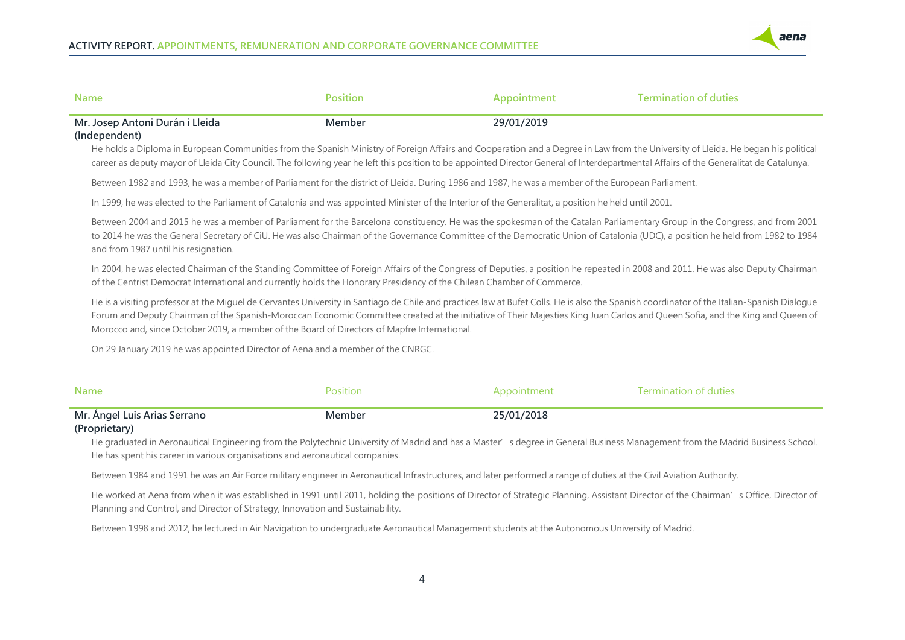| Name | Position | Appointment | Termination of duties |
|---|---|---|---|
| **Mr. Josep Antoni Durán i Lleida (Independent)** | **Member** | **29/01/2019** | |

He holds a Diploma in European Communities from the Spanish Ministry of Foreign Affairs and Cooperation and a Degree in Law from the University of Lleida. He began his political career as deputy mayor of Lleida City Council. The following year he left this position to be appointed Director General of Interdepartmental Affairs of the Generalitat de Catalunya.

Between 1982 and 1993, he was a member of Parliament for the district of Lleida. During 1986 and 1987, he was a member of the European Parliament.

In 1999, he was elected to the Parliament of Catalonia and was appointed Minister of the Interior of the Generalitat, a position he held until 2001.

Between 2004 and 2015 he was a member of Parliament for the Barcelona constituency. He was the spokesman of the Catalan Parliamentary Group in the Congress, and from 2001 to 2014 he was the General Secretary of CiU. He was also Chairman of the Governance Committee of the Democratic Union of Catalonia (UDC), a position he held from 1982 to 1984 and from 1987 until his resignation.

In 2004, he was elected Chairman of the Standing Committee of Foreign Affairs of the Congress of Deputies, a position he repeated in 2008 and 2011. He was also Deputy Chairman of the Centrist Democrat International and currently holds the Honorary Presidency of the Chilean Chamber of Commerce.

He is a visiting professor at the Miguel de Cervantes University in Santiago de Chile and practices law at Bufet Colls. He is also the Spanish coordinator of the Italian-Spanish Dialogue Forum and Deputy Chairman of the Spanish-Moroccan Economic Committee created at the initiative of Their Majesties King Juan Carlos and Queen Sofia, and the King and Queen of Morocco and, since October 2019, a member of the Board of Directors of Mapfre International.

On 29 January 2019 he was appointed Director of Aena and a member of the CNRGC.

| Name | Position | Appointment | Termination of duties |
|---|---|---|---|
| **Mr. Ángel Luis Arias Serrano (Proprietary)** | **Member** | **25/01/2018** | |

He graduated in Aeronautical Engineering from the Polytechnic University of Madrid and has a Master's degree in General Business Management from the Madrid Business School. He has spent his career in various organisations and aeronautical companies.

Between 1984 and 1991 he was an Air Force military engineer in Aeronautical Infrastructures, and later performed a range of duties at the Civil Aviation Authority.

He worked at Aena from when it was established in 1991 until 2011, holding the positions of Director of Strategic Planning, Assistant Director of the Chairman's Office, Director of Planning and Control, and Director of Strategy, Innovation and Sustainability.

Between 1998 and 2012, he lectured in Air Navigation to undergraduate Aeronautical Management students at the Autonomous University of Madrid.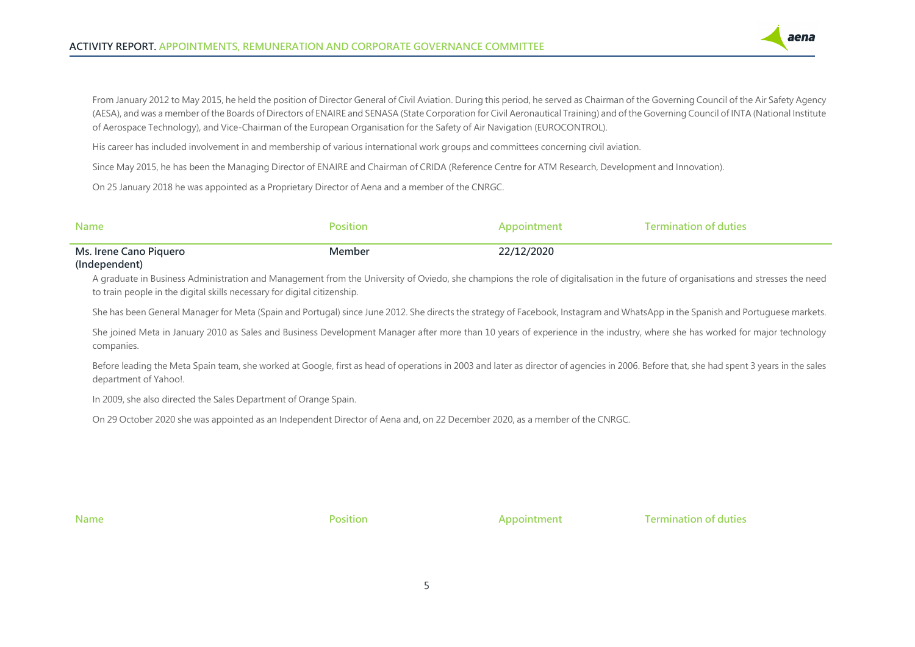From January 2012 to May 2015, he held the position of Director General of Civil Aviation. During this period, he served as Chairman of the Governing Council of the Air Safety Agency (AESA), and was a member of the Boards of Directors of ENAIRE and SENASA (State Corporation for Civil Aeronautical Training) and of the Governing Council of INTA (National Institute of Aerospace Technology), and Vice-Chairman of the European Organisation for the Safety of Air Navigation (EUROCONTROL).

His career has included involvement in and membership of various international work groups and committees concerning civil aviation.

Since May 2015, he has been the Managing Director of ENAIRE and Chairman of CRIDA (Reference Centre for ATM Research, Development and Innovation).

On 25 January 2018 he was appointed as a Proprietary Director of Aena and a member of the CNRGC.

| Name | Position | Appointment | Termination of duties |
|---|---|---|---|
| **Ms. Irene Cano Piquero (Independent)** | **Member** | **22/12/2020** | |

A graduate in Business Administration and Management from the University of Oviedo, she champions the role of digitalisation in the future of organisations and stresses the need to train people in the digital skills necessary for digital citizenship.

She has been General Manager for Meta (Spain and Portugal) since June 2012. She directs the strategy of Facebook, Instagram and WhatsApp in the Spanish and Portuguese markets.

She joined Meta in January 2010 as Sales and Business Development Manager after more than 10 years of experience in the industry, where she has worked for major technology companies.

Before leading the Meta Spain team, she worked at Google, first as head of operations in 2003 and later as director of agencies in 2006. Before that, she had spent 3 years in the sales department of Yahoo!.

In 2009, she also directed the Sales Department of Orange Spain.

On 29 October 2020 she was appointed as an Independent Director of Aena and, on 22 December 2020, as a member of the CNRGC.

| Name | Position | Appointment | Termination of duties |
|---|---|---|---|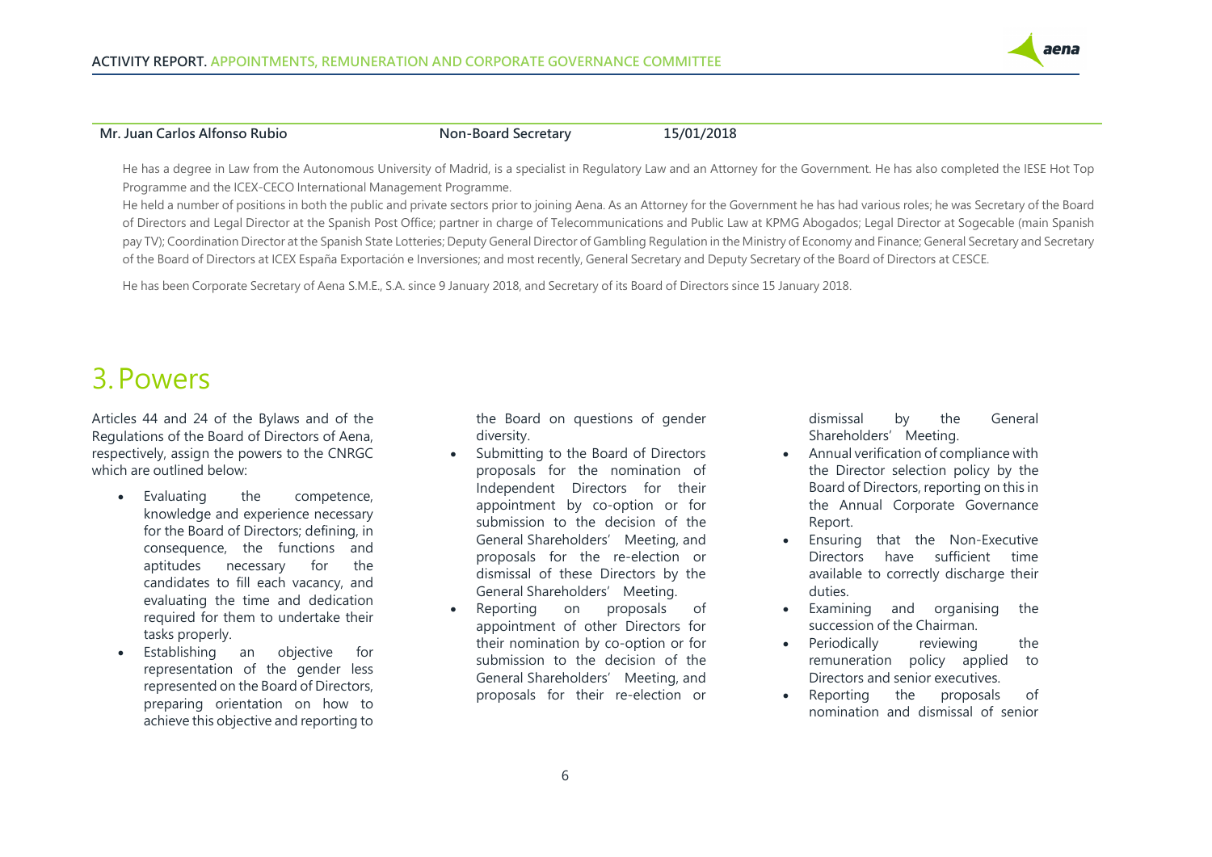| Mr. Juan Carlos Alfonso Rubio | Non-Board Secretary | 15/01/2018 |
|---|---|---|

He has a degree in Law from the Autonomous University of Madrid, is a specialist in Regulatory Law and an Attorney for the Government. He has also completed the IESE Hot Top Programme and the ICEX-CECO International Management Programme.

He held a number of positions in both the public and private sectors prior to joining Aena. As an Attorney for the Government he has had various roles; he was Secretary of the Board of Directors and Legal Director at the Spanish Post Office; partner in charge of Telecommunications and Public Law at KPMG Abogados; Legal Director at Sogecable (main Spanish pay TV); Coordination Director at the Spanish State Lotteries; Deputy General Director of Gambling Regulation in the Ministry of Economy and Finance; General Secretary and Secretary of the Board of Directors at ICEX España Exportación e Inversiones; and most recently, General Secretary and Deputy Secretary of the Board of Directors at CESCE.

He has been Corporate Secretary of Aena S.M.E., S.A. since 9 January 2018, and Secretary of its Board of Directors since 15 January 2018.

# 3. Powers

Articles 44 and 24 of the Bylaws and of the Regulations of the Board of Directors of Aena, respectively, assign the powers to the CNRGC which are outlined below:

- Evaluating the competence, knowledge and experience necessary for the Board of Directors; defining, in consequence, the functions and aptitudes necessary for the candidates to fill each vacancy, and evaluating the time and dedication required for them to undertake their tasks properly.
- Establishing an objective for representation of the gender less represented on the Board of Directors, preparing orientation on how to achieve this objective and reporting to the Board on questions of gender diversity.
- Submitting to the Board of Directors proposals for the nomination of Independent Directors for their appointment by co-option or for submission to the decision of the General Shareholders' Meeting, and proposals for the re-election or dismissal of these Directors by the General Shareholders' Meeting.
- Reporting on proposals of appointment of other Directors for their nomination by co-option or for submission to the decision of the General Shareholders' Meeting, and proposals for their re-election or dismissal by the General Shareholders' Meeting.
- Annual verification of compliance with the Director selection policy by the Board of Directors, reporting on this in the Annual Corporate Governance Report.
- Ensuring that the Non-Executive Directors have sufficient time available to correctly discharge their duties.
- Examining and organising the succession of the Chairman.
- Periodically reviewing the remuneration policy applied to Directors and senior executives.
- Reporting the proposals of nomination and dismissal of senior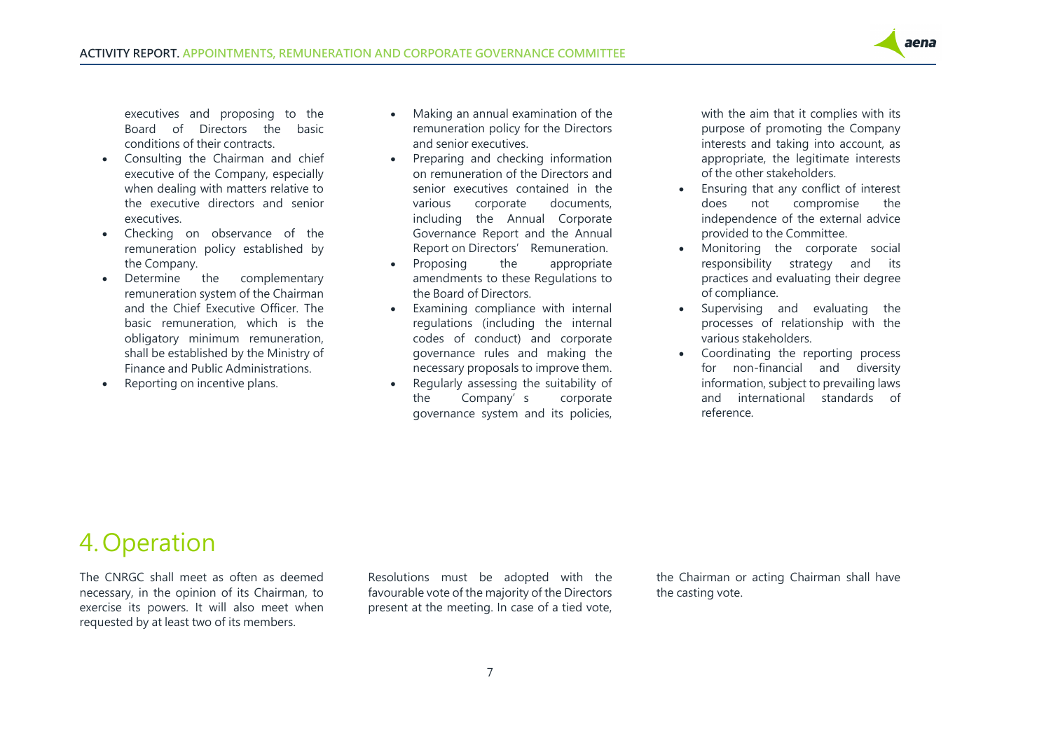executives and proposing to the Board of Directors the basic conditions of their contracts.

- Consulting the Chairman and chief executive of the Company, especially when dealing with matters relative to the executive directors and senior executives.
- Checking on observance of the remuneration policy established by the Company.
- Determine the complementary remuneration system of the Chairman and the Chief Executive Officer. The basic remuneration, which is the obligatory minimum remuneration, shall be established by the Ministry of Finance and Public Administrations.
- Reporting on incentive plans.
- Making an annual examination of the remuneration policy for the Directors and senior executives.
- Preparing and checking information on remuneration of the Directors and senior executives contained in the various corporate documents, including the Annual Corporate Governance Report and the Annual Report on Directors' Remuneration.
- Proposing the appropriate amendments to these Regulations to the Board of Directors.
- Examining compliance with internal regulations (including the internal codes of conduct) and corporate governance rules and making the necessary proposals to improve them.
- Regularly assessing the suitability of the Company's corporate governance system and its policies, with the aim that it complies with its purpose of promoting the Company interests and taking into account, as appropriate, the legitimate interests of the other stakeholders.
- Ensuring that any conflict of interest does not compromise the independence of the external advice provided to the Committee.
- Monitoring the corporate social responsibility strategy and its practices and evaluating their degree of compliance.
- Supervising and evaluating the processes of relationship with the various stakeholders.
- Coordinating the reporting process for non-financial and diversity information, subject to prevailing laws and international standards of reference.

# 4. Operation

The CNRGC shall meet as often as deemed necessary, in the opinion of its Chairman, to exercise its powers. It will also meet when requested by at least two of its members.

Resolutions must be adopted with the favourable vote of the majority of the Directors present at the meeting. In case of a tied vote, the Chairman or acting Chairman shall have the casting vote.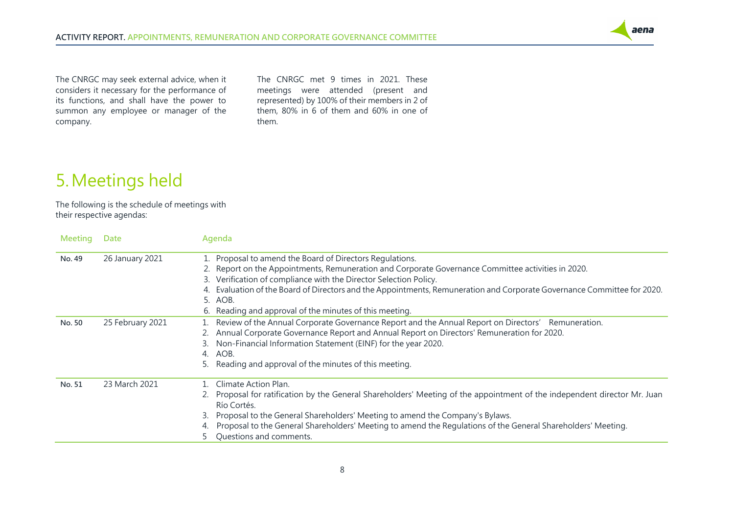The CNRGC may seek external advice, when it considers it necessary for the performance of its functions, and shall have the power to summon any employee or manager of the company.

The CNRGC met 9 times in 2021. These meetings were attended (present and represented) by 100% of their members in 2 of them, 80% in 6 of them and 60% in one of them.

# 5. Meetings held

The following is the schedule of meetings with their respective agendas:

| Meeting | Date | Agenda |
|---|---|---|
| **No. 49** | 26 January 2021 | 1. Proposal to amend the Board of Directors Regulations.<br>2. Report on the Appointments, Remuneration and Corporate Governance Committee activities in 2020.<br>3. Verification of compliance with the Director Selection Policy.<br>4. Evaluation of the Board of Directors and the Appointments, Remuneration and Corporate Governance Committee for 2020.<br>5. AOB.<br>6. Reading and approval of the minutes of this meeting. |
| **No. 50** | 25 February 2021 | 1. Review of the Annual Corporate Governance Report and the Annual Report on Directors' Remuneration.<br>2. Annual Corporate Governance Report and Annual Report on Directors' Remuneration for 2020.<br>3. Non-Financial Information Statement (EINF) for the year 2020.<br>4. AOB.<br>5. Reading and approval of the minutes of this meeting. |
| **No. 51** | 23 March 2021 | 1. Climate Action Plan.<br>2. Proposal for ratification by the General Shareholders' Meeting of the appointment of the independent director Mr. Juan Río Cortés.<br>3. Proposal to the General Shareholders' Meeting to amend the Company's Bylaws.<br>4. Proposal to the General Shareholders' Meeting to amend the Regulations of the General Shareholders' Meeting.<br>5 Questions and comments. |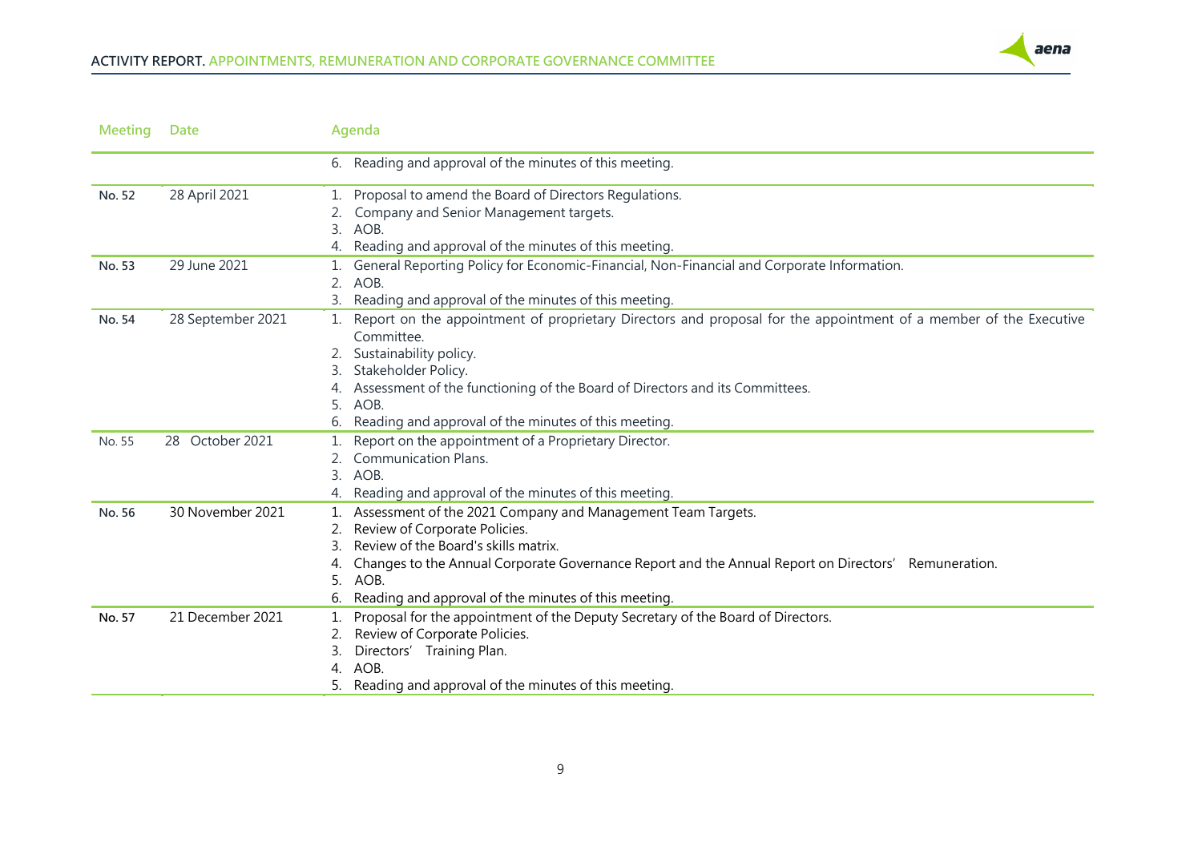| Meeting | Date | Agenda |
|---|---|---|
| | | 6. Reading and approval of the minutes of this meeting. |
| **No. 52** | 28 April 2021 | 1. Proposal to amend the Board of Directors Regulations.<br>2. Company and Senior Management targets.<br>3. AOB.<br>4. Reading and approval of the minutes of this meeting. |
| **No. 53** | 29 June 2021 | 1. General Reporting Policy for Economic-Financial, Non-Financial and Corporate Information.<br>2. AOB.<br>3. Reading and approval of the minutes of this meeting. |
| **No. 54** | 28 September 2021 | 1. Report on the appointment of proprietary Directors and proposal for the appointment of a member of the Executive Committee.<br>2. Sustainability policy.<br>3. Stakeholder Policy.<br>4. Assessment of the functioning of the Board of Directors and its Committees.<br>5. AOB.<br>6. Reading and approval of the minutes of this meeting. |
| No. 55 | 28 October 2021 | 1. Report on the appointment of a Proprietary Director.<br>2. Communication Plans.<br>3. AOB.<br>4. Reading and approval of the minutes of this meeting. |
| **No. 56** | 30 November 2021 | 1. Assessment of the 2021 Company and Management Team Targets.<br>2. Review of Corporate Policies.<br>3. Review of the Board's skills matrix.<br>4. Changes to the Annual Corporate Governance Report and the Annual Report on Directors' Remuneration.<br>5. AOB.<br>6. Reading and approval of the minutes of this meeting. |
| **No. 57** | 21 December 2021 | 1. Proposal for the appointment of the Deputy Secretary of the Board of Directors.<br>2. Review of Corporate Policies.<br>3. Directors' Training Plan.<br>4. AOB.<br>5. Reading and approval of the minutes of this meeting. |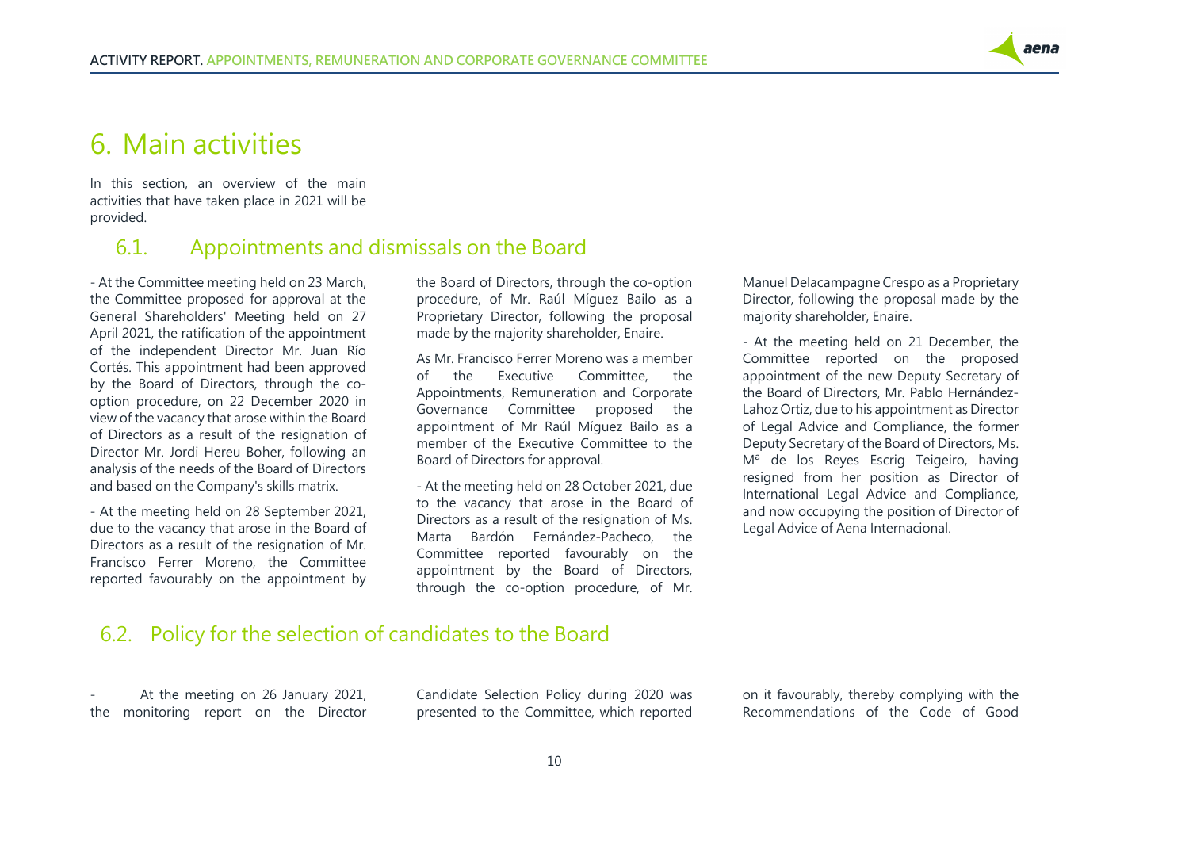# 6. Main activities

In this section, an overview of the main activities that have taken place in 2021 will be provided.

## 6.1. Appointments and dismissals on the Board

- At the Committee meeting held on 23 March, the Committee proposed for approval at the General Shareholders' Meeting held on 27 April 2021, the ratification of the appointment of the independent Director Mr. Juan Río Cortés. This appointment had been approved by the Board of Directors, through the co-option procedure, on 22 December 2020 in view of the vacancy that arose within the Board of Directors as a result of the resignation of Director Mr. Jordi Hereu Boher, following an analysis of the needs of the Board of Directors and based on the Company's skills matrix.

- At the meeting held on 28 September 2021, due to the vacancy that arose in the Board of Directors as a result of the resignation of Mr. Francisco Ferrer Moreno, the Committee reported favourably on the appointment by the Board of Directors, through the co-option procedure, of Mr. Raúl Míguez Bailo as a Proprietary Director, following the proposal made by the majority shareholder, Enaire.

As Mr. Francisco Ferrer Moreno was a member of the Executive Committee, the Appointments, Remuneration and Corporate Governance Committee proposed the appointment of Mr Raúl Míguez Bailo as a member of the Executive Committee to the Board of Directors for approval.

- At the meeting held on 28 October 2021, due to the vacancy that arose in the Board of Directors as a result of the resignation of Ms. Marta Bardón Fernández-Pacheco, the Committee reported favourably on the appointment by the Board of Directors, through the co-option procedure, of Mr. Manuel Delacampagne Crespo as a Proprietary Director, following the proposal made by the majority shareholder, Enaire.

- At the meeting held on 21 December, the Committee reported on the proposed appointment of the new Deputy Secretary of the Board of Directors, Mr. Pablo Hernández-Lahoz Ortiz, due to his appointment as Director of Legal Advice and Compliance, the former Deputy Secretary of the Board of Directors, Ms. Mª de los Reyes Escrig Teigeiro, having resigned from her position as Director of International Legal Advice and Compliance, and now occupying the position of Director of Legal Advice of Aena Internacional.

## 6.2. Policy for the selection of candidates to the Board

- At the meeting on 26 January 2021, the monitoring report on the Director Candidate Selection Policy during 2020 was presented to the Committee, which reported on it favourably, thereby complying with the Recommendations of the Code of Good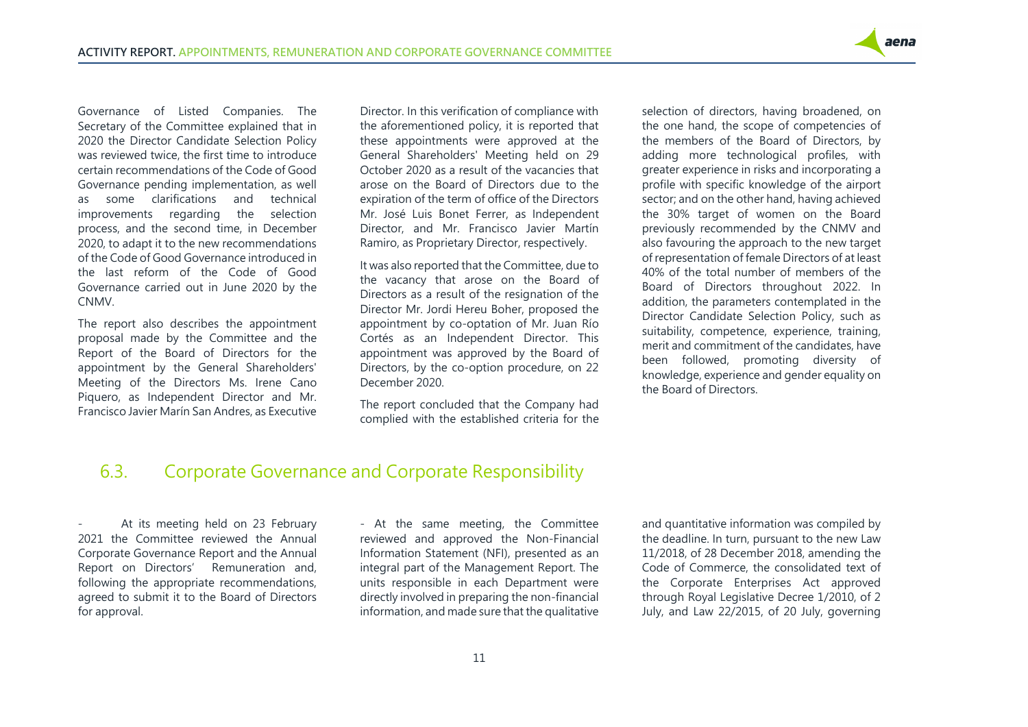Governance of Listed Companies. The Secretary of the Committee explained that in 2020 the Director Candidate Selection Policy was reviewed twice, the first time to introduce certain recommendations of the Code of Good Governance pending implementation, as well as some clarifications and technical improvements regarding the selection process, and the second time, in December 2020, to adapt it to the new recommendations of the Code of Good Governance introduced in the last reform of the Code of Good Governance carried out in June 2020 by the CNMV.

The report also describes the appointment proposal made by the Committee and the Report of the Board of Directors for the appointment by the General Shareholders' Meeting of the Directors Ms. Irene Cano Piquero, as Independent Director and Mr. Francisco Javier Marín San Andres, as Executive Director. In this verification of compliance with the aforementioned policy, it is reported that these appointments were approved at the General Shareholders' Meeting held on 29 October 2020 as a result of the vacancies that arose on the Board of Directors due to the expiration of the term of office of the Directors Mr. José Luis Bonet Ferrer, as Independent Director, and Mr. Francisco Javier Martín Ramiro, as Proprietary Director, respectively.

It was also reported that the Committee, due to the vacancy that arose on the Board of Directors as a result of the resignation of the Director Mr. Jordi Hereu Boher, proposed the appointment by co-optation of Mr. Juan Río Cortés as an Independent Director. This appointment was approved by the Board of Directors, by the co-option procedure, on 22 December 2020.

The report concluded that the Company had complied with the established criteria for the selection of directors, having broadened, on the one hand, the scope of competencies of the members of the Board of Directors, by adding more technological profiles, with greater experience in risks and incorporating a profile with specific knowledge of the airport sector; and on the other hand, having achieved the 30% target of women on the Board previously recommended by the CNMV and also favouring the approach to the new target of representation of female Directors of at least 40% of the total number of members of the Board of Directors throughout 2022. In addition, the parameters contemplated in the Director Candidate Selection Policy, such as suitability, competence, experience, training, merit and commitment of the candidates, have been followed, promoting diversity of knowledge, experience and gender equality on the Board of Directors.

## 6.3. Corporate Governance and Corporate Responsibility

- At its meeting held on 23 February 2021 the Committee reviewed the Annual Corporate Governance Report and the Annual Report on Directors' Remuneration and, following the appropriate recommendations, agreed to submit it to the Board of Directors for approval.

- At the same meeting, the Committee reviewed and approved the Non-Financial Information Statement (NFI), presented as an integral part of the Management Report. The units responsible in each Department were directly involved in preparing the non-financial information, and made sure that the qualitative and quantitative information was compiled by the deadline. In turn, pursuant to the new Law 11/2018, of 28 December 2018, amending the Code of Commerce, the consolidated text of the Corporate Enterprises Act approved through Royal Legislative Decree 1/2010, of 2 July, and Law 22/2015, of 20 July, governing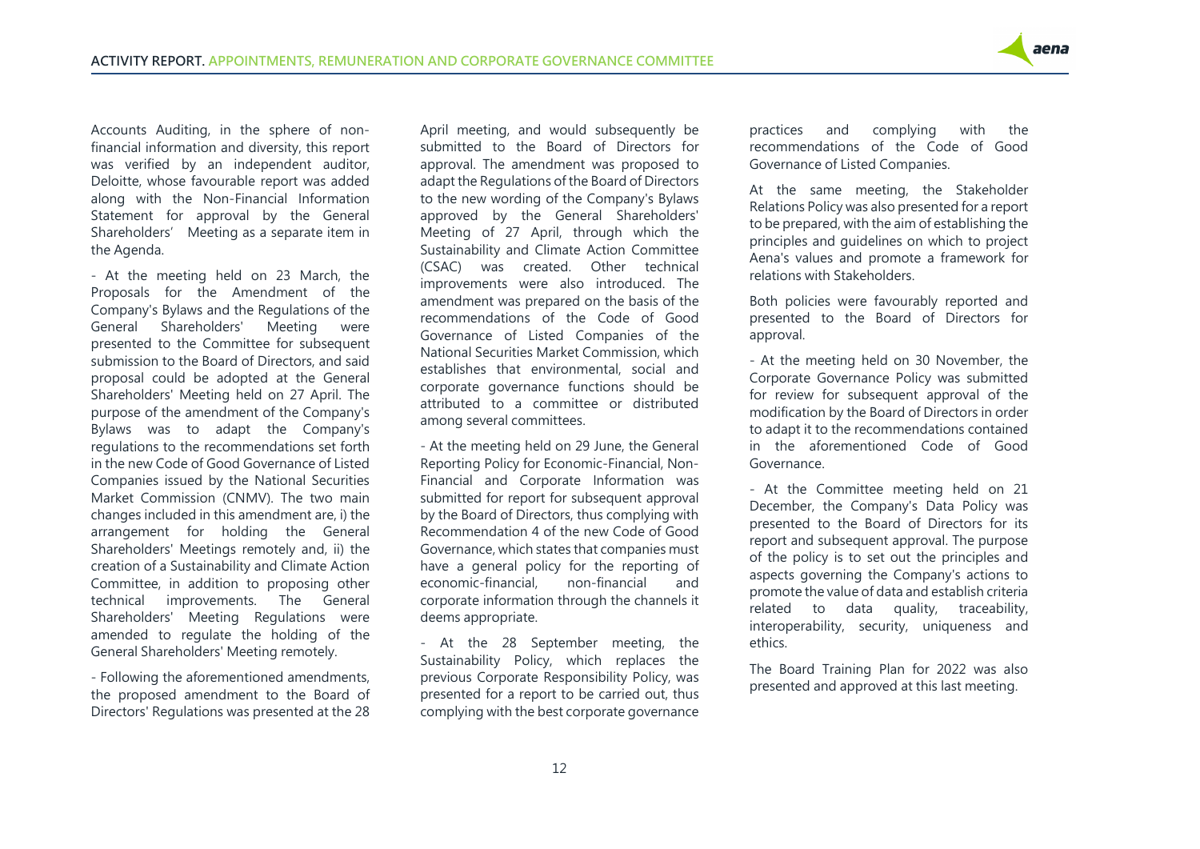Accounts Auditing, in the sphere of non-financial information and diversity, this report was verified by an independent auditor, Deloitte, whose favourable report was added along with the Non-Financial Information Statement for approval by the General Shareholders' Meeting as a separate item in the Agenda.

- At the meeting held on 23 March, the Proposals for the Amendment of the Company's Bylaws and the Regulations of the General Shareholders' Meeting were presented to the Committee for subsequent submission to the Board of Directors, and said proposal could be adopted at the General Shareholders' Meeting held on 27 April. The purpose of the amendment of the Company's Bylaws was to adapt the Company's regulations to the recommendations set forth in the new Code of Good Governance of Listed Companies issued by the National Securities Market Commission (CNMV). The two main changes included in this amendment are, i) the arrangement for holding the General Shareholders' Meetings remotely and, ii) the creation of a Sustainability and Climate Action Committee, in addition to proposing other technical improvements. The General Shareholders' Meeting Regulations were amended to regulate the holding of the General Shareholders' Meeting remotely.

- Following the aforementioned amendments, the proposed amendment to the Board of Directors' Regulations was presented at the 28 April meeting, and would subsequently be submitted to the Board of Directors for approval. The amendment was proposed to adapt the Regulations of the Board of Directors to the new wording of the Company's Bylaws approved by the General Shareholders' Meeting of 27 April, through which the Sustainability and Climate Action Committee (CSAC) was created. Other technical improvements were also introduced. The amendment was prepared on the basis of the recommendations of the Code of Good Governance of Listed Companies of the National Securities Market Commission, which establishes that environmental, social and corporate governance functions should be attributed to a committee or distributed among several committees.

- At the meeting held on 29 June, the General Reporting Policy for Economic-Financial, Non-Financial and Corporate Information was submitted for report for subsequent approval by the Board of Directors, thus complying with Recommendation 4 of the new Code of Good Governance, which states that companies must have a general policy for the reporting of economic-financial, non-financial and corporate information through the channels it deems appropriate.

- At the 28 September meeting, the Sustainability Policy, which replaces the previous Corporate Responsibility Policy, was presented for a report to be carried out, thus complying with the best corporate governance practices and complying with the recommendations of the Code of Good Governance of Listed Companies.

At the same meeting, the Stakeholder Relations Policy was also presented for a report to be prepared, with the aim of establishing the principles and guidelines on which to project Aena's values and promote a framework for relations with Stakeholders.

Both policies were favourably reported and presented to the Board of Directors for approval.

- At the meeting held on 30 November, the Corporate Governance Policy was submitted for review for subsequent approval of the modification by the Board of Directors in order to adapt it to the recommendations contained in the aforementioned Code of Good Governance.

- At the Committee meeting held on 21 December, the Company's Data Policy was presented to the Board of Directors for its report and subsequent approval. The purpose of the policy is to set out the principles and aspects governing the Company's actions to promote the value of data and establish criteria related to data quality, traceability, interoperability, security, uniqueness and ethics.

The Board Training Plan for 2022 was also presented and approved at this last meeting.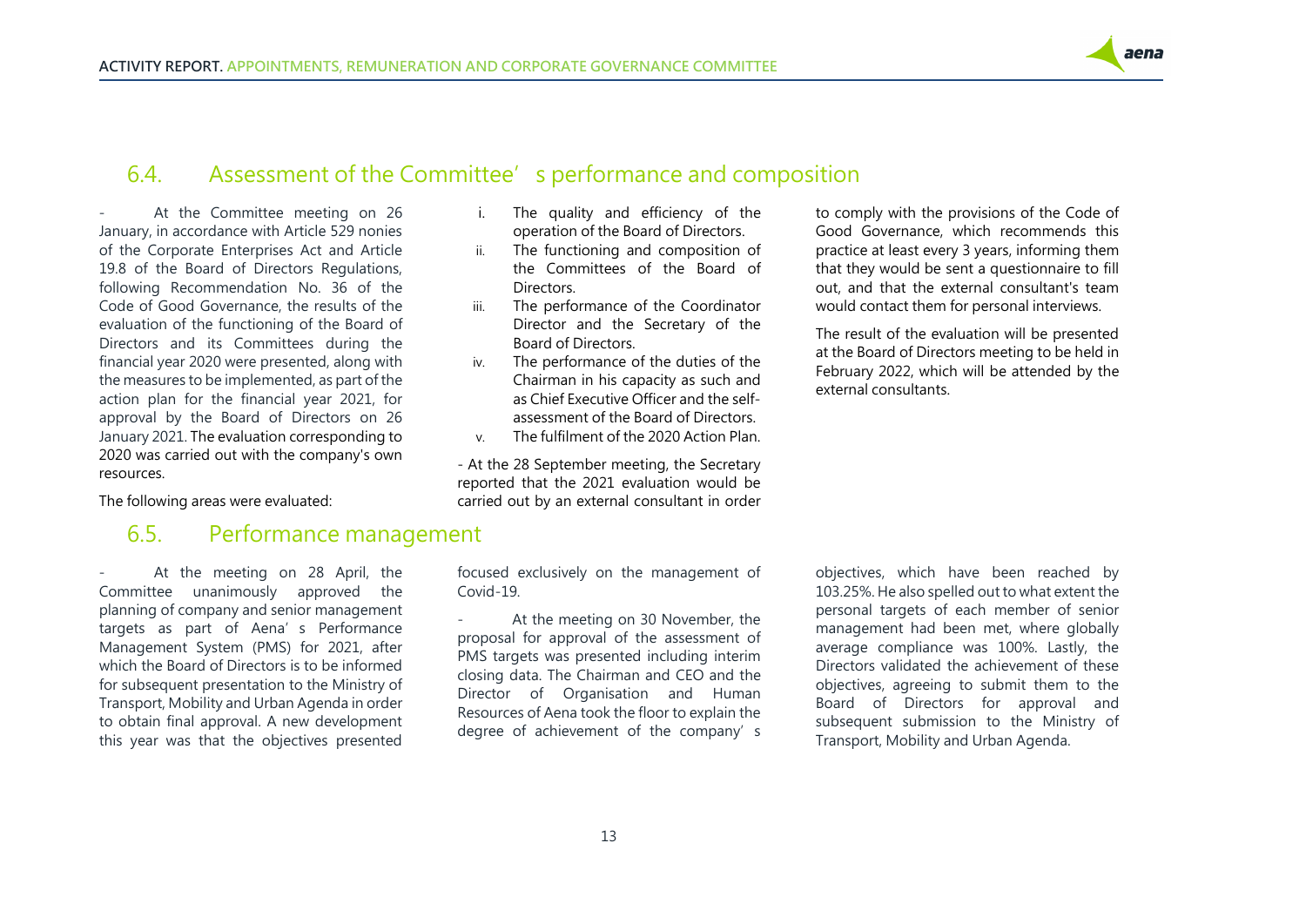## 6.4. Assessment of the Committee's performance and composition

- At the Committee meeting on 26 January, in accordance with Article 529 nonies of the Corporate Enterprises Act and Article 19.8 of the Board of Directors Regulations, following Recommendation No. 36 of the Code of Good Governance, the results of the evaluation of the functioning of the Board of Directors and its Committees during the financial year 2020 were presented, along with the measures to be implemented, as part of the action plan for the financial year 2021, for approval by the Board of Directors on 26 January 2021. The evaluation corresponding to 2020 was carried out with the company's own resources.

The following areas were evaluated:

i. The quality and efficiency of the operation of the Board of Directors.
ii. The functioning and composition of the Committees of the Board of Directors.
iii. The performance of the Coordinator Director and the Secretary of the Board of Directors.
iv. The performance of the duties of the Chairman in his capacity as such and as Chief Executive Officer and the self-assessment of the Board of Directors.
v. The fulfilment of the 2020 Action Plan.

- At the 28 September meeting, the Secretary reported that the 2021 evaluation would be carried out by an external consultant in order to comply with the provisions of the Code of Good Governance, which recommends this practice at least every 3 years, informing them that they would be sent a questionnaire to fill out, and that the external consultant's team would contact them for personal interviews.

The result of the evaluation will be presented at the Board of Directors meeting to be held in February 2022, which will be attended by the external consultants.

## 6.5. Performance management

- At the meeting on 28 April, the Committee unanimously approved the planning of company and senior management targets as part of Aena's Performance Management System (PMS) for 2021, after which the Board of Directors is to be informed for subsequent presentation to the Ministry of Transport, Mobility and Urban Agenda in order to obtain final approval. A new development this year was that the objectives presented focused exclusively on the management of Covid-19.

- At the meeting on 30 November, the proposal for approval of the assessment of PMS targets was presented including interim closing data. The Chairman and CEO and the Director of Organisation and Human Resources of Aena took the floor to explain the degree of achievement of the company's objectives, which have been reached by 103.25%. He also spelled out to what extent the personal targets of each member of senior management had been met, where globally average compliance was 100%. Lastly, the Directors validated the achievement of these objectives, agreeing to submit them to the Board of Directors for approval and subsequent submission to the Ministry of Transport, Mobility and Urban Agenda.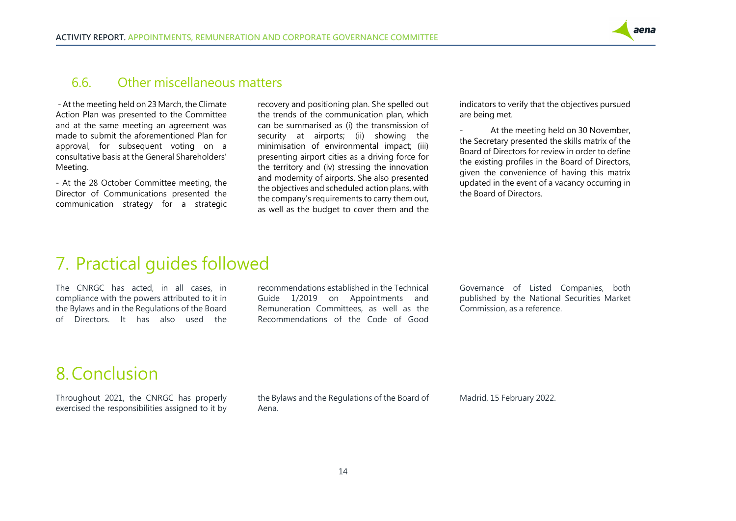## 6.6. Other miscellaneous matters

- At the meeting held on 23 March, the Climate Action Plan was presented to the Committee and at the same meeting an agreement was made to submit the aforementioned Plan for approval, for subsequent voting on a consultative basis at the General Shareholders' Meeting.

- At the 28 October Committee meeting, the Director of Communications presented the communication strategy for a strategic recovery and positioning plan. She spelled out the trends of the communication plan, which can be summarised as (i) the transmission of security at airports; (ii) showing the minimisation of environmental impact; (iii) presenting airport cities as a driving force for the territory and (iv) stressing the innovation and modernity of airports. She also presented the objectives and scheduled action plans, with the company's requirements to carry them out, as well as the budget to cover them and the indicators to verify that the objectives pursued are being met.

- At the meeting held on 30 November, the Secretary presented the skills matrix of the Board of Directors for review in order to define the existing profiles in the Board of Directors, given the convenience of having this matrix updated in the event of a vacancy occurring in the Board of Directors.

# 7. Practical guides followed

The CNRGC has acted, in all cases, in compliance with the powers attributed to it in the Bylaws and in the Regulations of the Board of Directors. It has also used the recommendations established in the Technical Guide 1/2019 on Appointments and Remuneration Committees, as well as the Recommendations of the Code of Good Governance of Listed Companies, both published by the National Securities Market Commission, as a reference.

# 8. Conclusion

Throughout 2021, the CNRGC has properly exercised the responsibilities assigned to it by the Bylaws and the Regulations of the Board of Aena.

Madrid, 15 February 2022.